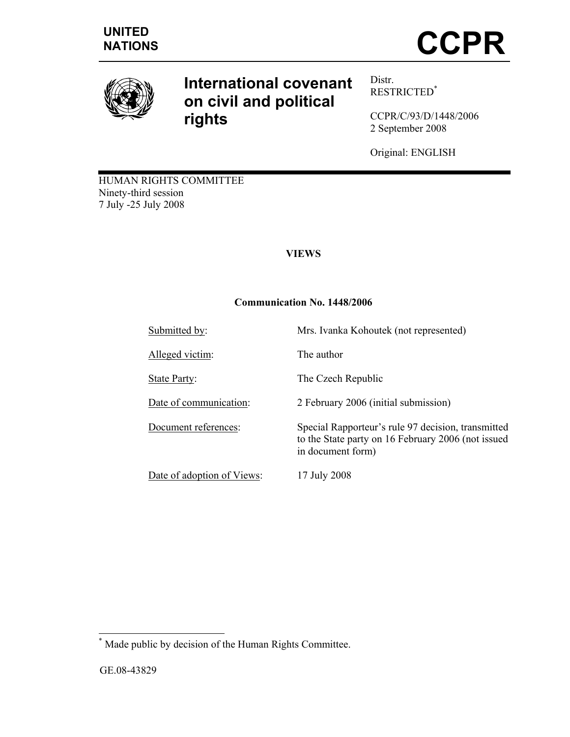UNITED NATIONS

# CCPR

## International covenant on civil and political rights

Distr.
RESTRICTED[*]

CCPR/C/93/D/1448/2006
2 September 2008

Original: ENGLISH

HUMAN RIGHTS COMMITTEE
Ninety-third session
7 July -25 July 2008

**VIEWS**

**Communication No. 1448/2006**

| | |
|---|---|
| Submitted by: | Mrs. Ivanka Kohoutek (not represented) |
| Alleged victim: | The author |
| State Party: | The Czech Republic |
| Date of communication: | 2 February 2006 (initial submission) |
| Document references: | Special Rapporteur's rule 97 decision, transmitted to the State party on 16 February 2006 (not issued in document form) |
| Date of adoption of Views: | 17 July 2008 |

[*] Made public by decision of the Human Rights Committee.

GE.08-43829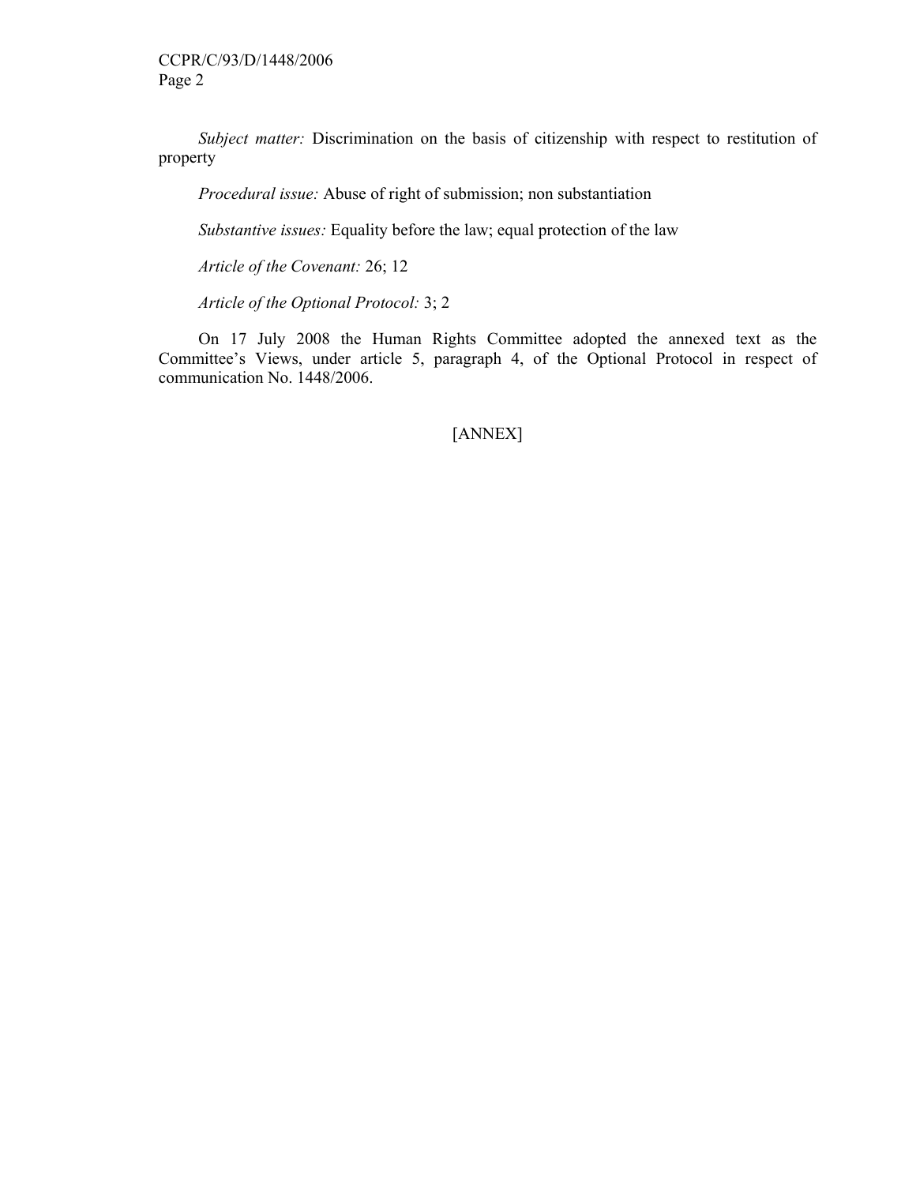*Subject matter:* Discrimination on the basis of citizenship with respect to restitution of property

*Procedural issue:* Abuse of right of submission; non substantiation

*Substantive issues:* Equality before the law; equal protection of the law

*Article of the Covenant:* 26; 12

*Article of the Optional Protocol:* 3; 2

On 17 July 2008 the Human Rights Committee adopted the annexed text as the Committee's Views, under article 5, paragraph 4, of the Optional Protocol in respect of communication No. 1448/2006.

[ANNEX]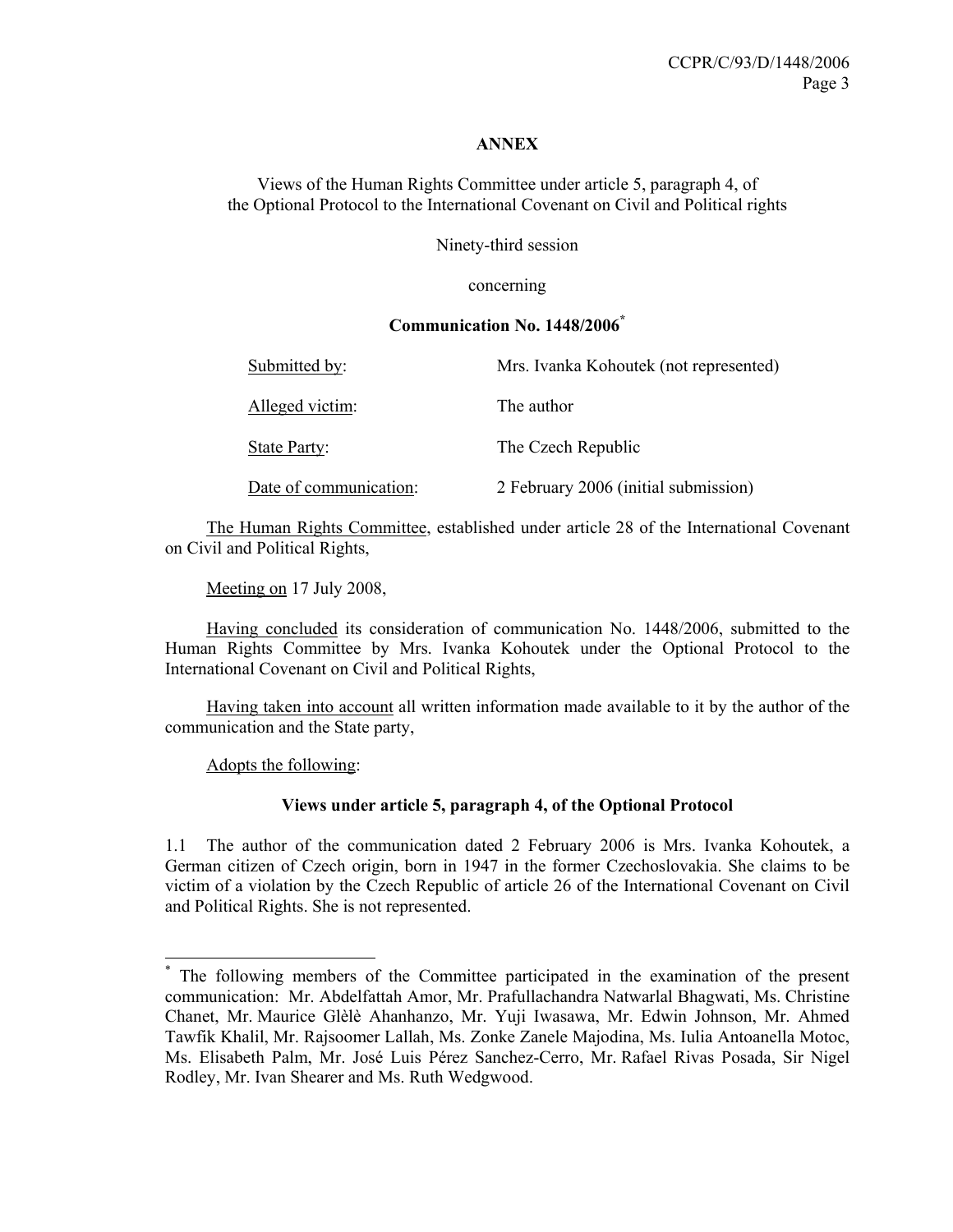**ANNEX**

Views of the Human Rights Committee under article 5, paragraph 4, of the Optional Protocol to the International Covenant on Civil and Political rights

Ninety-third session

concerning

**Communication No. 1448/2006**[*]

| | |
|---|---|
| Submitted by: | Mrs. Ivanka Kohoutek (not represented) |
| Alleged victim: | The author |
| State Party: | The Czech Republic |
| Date of communication: | 2 February 2006 (initial submission) |

The Human Rights Committee, established under article 28 of the International Covenant on Civil and Political Rights,

Meeting on 17 July 2008,

Having concluded its consideration of communication No. 1448/2006, submitted to the Human Rights Committee by Mrs. Ivanka Kohoutek under the Optional Protocol to the International Covenant on Civil and Political Rights,

Having taken into account all written information made available to it by the author of the communication and the State party,

Adopts the following:

**Views under article 5, paragraph 4, of the Optional Protocol**

1.1 The author of the communication dated 2 February 2006 is Mrs. Ivanka Kohoutek, a German citizen of Czech origin, born in 1947 in the former Czechoslovakia. She claims to be victim of a violation by the Czech Republic of article 26 of the International Covenant on Civil and Political Rights. She is not represented.

---

[*] The following members of the Committee participated in the examination of the present communication: Mr. Abdelfattah Amor, Mr. Prafullachandra Natwarlal Bhagwati, Ms. Christine Chanet, Mr. Maurice Glèlè Ahanhanzo, Mr. Yuji Iwasawa, Mr. Edwin Johnson, Mr. Ahmed Tawfik Khalil, Mr. Rajsoomer Lallah, Ms. Zonke Zanele Majodina, Ms. Iulia Antoanella Motoc, Ms. Elisabeth Palm, Mr. José Luis Pérez Sanchez-Cerro, Mr. Rafael Rivas Posada, Sir Nigel Rodley, Mr. Ivan Shearer and Ms. Ruth Wedgwood.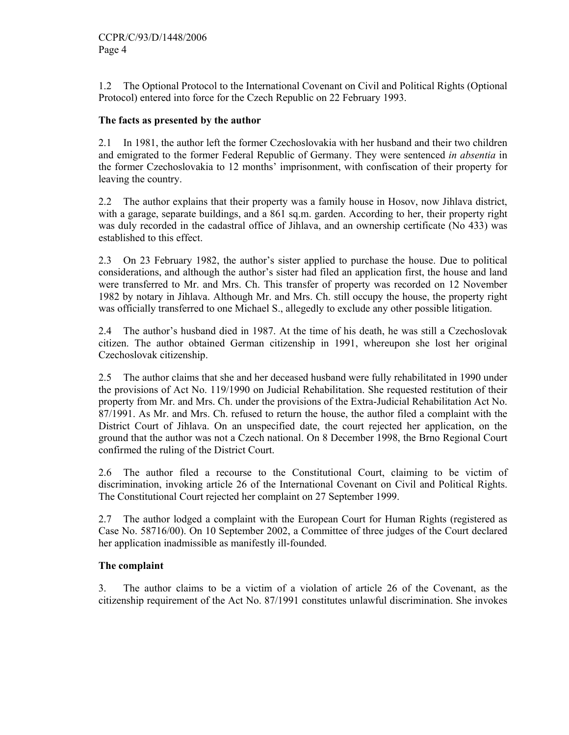1.2 The Optional Protocol to the International Covenant on Civil and Political Rights (Optional Protocol) entered into force for the Czech Republic on 22 February 1993.

**The facts as presented by the author**

2.1 In 1981, the author left the former Czechoslovakia with her husband and their two children and emigrated to the former Federal Republic of Germany. They were sentenced *in absentia* in the former Czechoslovakia to 12 months' imprisonment, with confiscation of their property for leaving the country.

2.2 The author explains that their property was a family house in Hosov, now Jihlava district, with a garage, separate buildings, and a 861 sq.m. garden. According to her, their property right was duly recorded in the cadastral office of Jihlava, and an ownership certificate (No 433) was established to this effect.

2.3 On 23 February 1982, the author's sister applied to purchase the house. Due to political considerations, and although the author's sister had filed an application first, the house and land were transferred to Mr. and Mrs. Ch. This transfer of property was recorded on 12 November 1982 by notary in Jihlava. Although Mr. and Mrs. Ch. still occupy the house, the property right was officially transferred to one Michael S., allegedly to exclude any other possible litigation.

2.4 The author's husband died in 1987. At the time of his death, he was still a Czechoslovak citizen. The author obtained German citizenship in 1991, whereupon she lost her original Czechoslovak citizenship.

2.5 The author claims that she and her deceased husband were fully rehabilitated in 1990 under the provisions of Act No. 119/1990 on Judicial Rehabilitation. She requested restitution of their property from Mr. and Mrs. Ch. under the provisions of the Extra-Judicial Rehabilitation Act No. 87/1991. As Mr. and Mrs. Ch. refused to return the house, the author filed a complaint with the District Court of Jihlava. On an unspecified date, the court rejected her application, on the ground that the author was not a Czech national. On 8 December 1998, the Brno Regional Court confirmed the ruling of the District Court.

2.6 The author filed a recourse to the Constitutional Court, claiming to be victim of discrimination, invoking article 26 of the International Covenant on Civil and Political Rights. The Constitutional Court rejected her complaint on 27 September 1999.

2.7 The author lodged a complaint with the European Court for Human Rights (registered as Case No. 58716/00). On 10 September 2002, a Committee of three judges of the Court declared her application inadmissible as manifestly ill-founded.

**The complaint**

3. The author claims to be a victim of a violation of article 26 of the Covenant, as the citizenship requirement of the Act No. 87/1991 constitutes unlawful discrimination. She invokes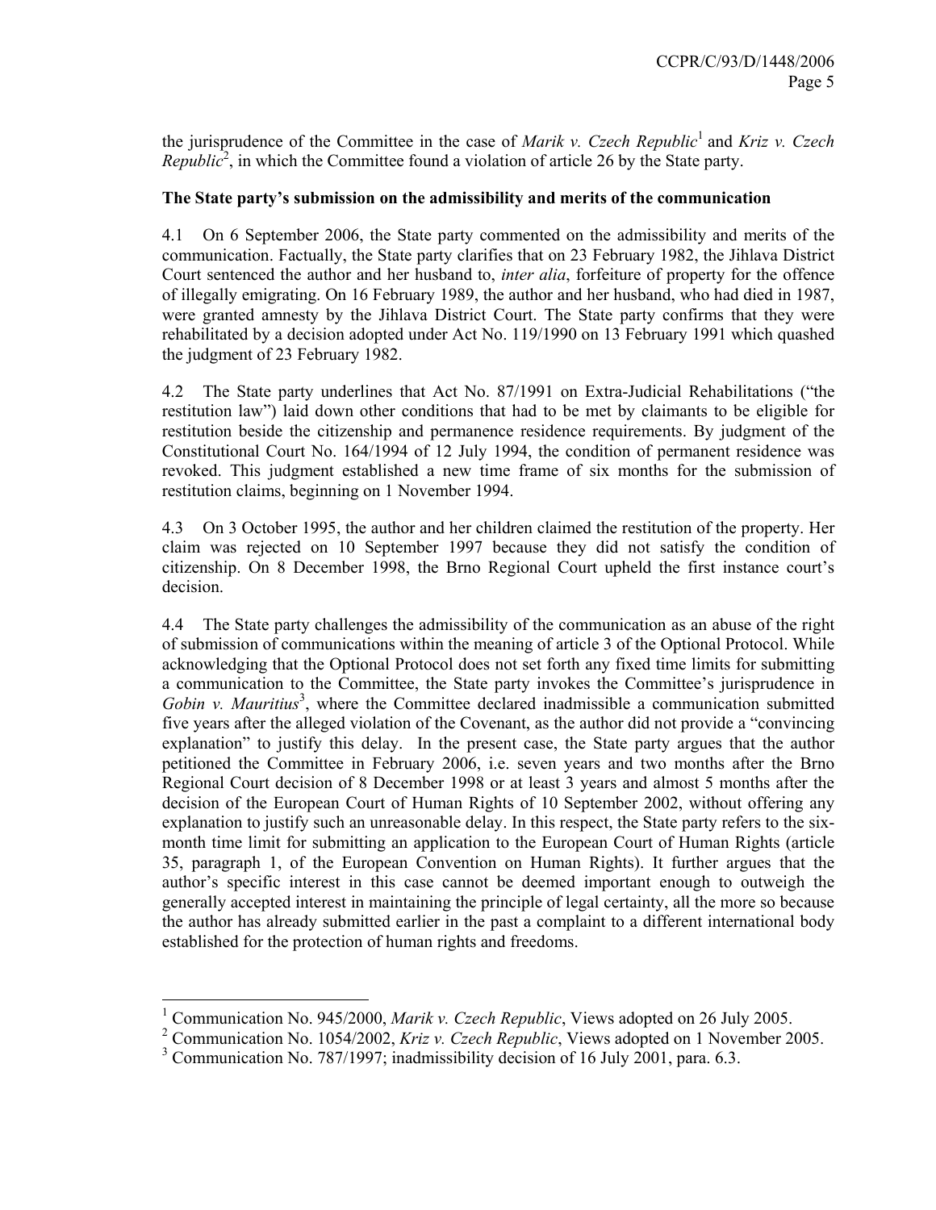the jurisprudence of the Committee in the case of *Marik v. Czech Republic*[1] and *Kriz v. Czech Republic*[2], in which the Committee found a violation of article 26 by the State party.

**The State party's submission on the admissibility and merits of the communication**

4.1 On 6 September 2006, the State party commented on the admissibility and merits of the communication. Factually, the State party clarifies that on 23 February 1982, the Jihlava District Court sentenced the author and her husband to, *inter alia*, forfeiture of property for the offence of illegally emigrating. On 16 February 1989, the author and her husband, who had died in 1987, were granted amnesty by the Jihlava District Court. The State party confirms that they were rehabilitated by a decision adopted under Act No. 119/1990 on 13 February 1991 which quashed the judgment of 23 February 1982.

4.2 The State party underlines that Act No. 87/1991 on Extra-Judicial Rehabilitations ("the restitution law") laid down other conditions that had to be met by claimants to be eligible for restitution beside the citizenship and permanence residence requirements. By judgment of the Constitutional Court No. 164/1994 of 12 July 1994, the condition of permanent residence was revoked. This judgment established a new time frame of six months for the submission of restitution claims, beginning on 1 November 1994.

4.3 On 3 October 1995, the author and her children claimed the restitution of the property. Her claim was rejected on 10 September 1997 because they did not satisfy the condition of citizenship. On 8 December 1998, the Brno Regional Court upheld the first instance court's decision.

4.4 The State party challenges the admissibility of the communication as an abuse of the right of submission of communications within the meaning of article 3 of the Optional Protocol. While acknowledging that the Optional Protocol does not set forth any fixed time limits for submitting a communication to the Committee, the State party invokes the Committee's jurisprudence in *Gobin v. Mauritius*[3], where the Committee declared inadmissible a communication submitted five years after the alleged violation of the Covenant, as the author did not provide a "convincing explanation" to justify this delay. In the present case, the State party argues that the author petitioned the Committee in February 2006, i.e. seven years and two months after the Brno Regional Court decision of 8 December 1998 or at least 3 years and almost 5 months after the decision of the European Court of Human Rights of 10 September 2002, without offering any explanation to justify such an unreasonable delay. In this respect, the State party refers to the six-month time limit for submitting an application to the European Court of Human Rights (article 35, paragraph 1, of the European Convention on Human Rights). It further argues that the author's specific interest in this case cannot be deemed important enough to outweigh the generally accepted interest in maintaining the principle of legal certainty, all the more so because the author has already submitted earlier in the past a complaint to a different international body established for the protection of human rights and freedoms.

---

[1] Communication No. 945/2000, *Marik v. Czech Republic*, Views adopted on 26 July 2005.

[2] Communication No. 1054/2002, *Kriz v. Czech Republic*, Views adopted on 1 November 2005.

[3] Communication No. 787/1997; inadmissibility decision of 16 July 2001, para. 6.3.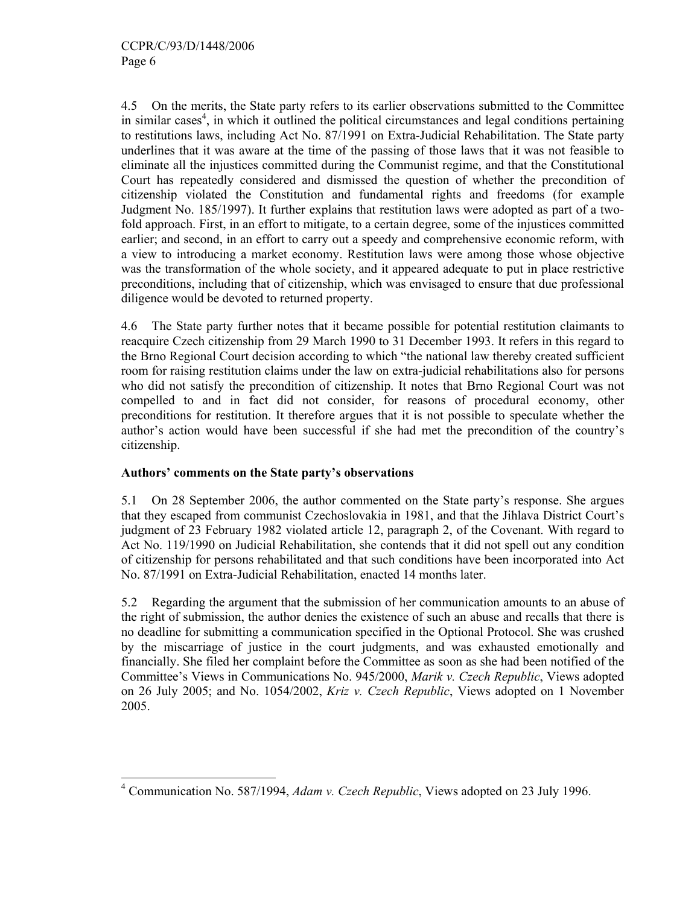4.5 On the merits, the State party refers to its earlier observations submitted to the Committee in similar cases[4], in which it outlined the political circumstances and legal conditions pertaining to restitutions laws, including Act No. 87/1991 on Extra-Judicial Rehabilitation. The State party underlines that it was aware at the time of the passing of those laws that it was not feasible to eliminate all the injustices committed during the Communist regime, and that the Constitutional Court has repeatedly considered and dismissed the question of whether the precondition of citizenship violated the Constitution and fundamental rights and freedoms (for example Judgment No. 185/1997). It further explains that restitution laws were adopted as part of a two-fold approach. First, in an effort to mitigate, to a certain degree, some of the injustices committed earlier; and second, in an effort to carry out a speedy and comprehensive economic reform, with a view to introducing a market economy. Restitution laws were among those whose objective was the transformation of the whole society, and it appeared adequate to put in place restrictive preconditions, including that of citizenship, which was envisaged to ensure that due professional diligence would be devoted to returned property.

4.6 The State party further notes that it became possible for potential restitution claimants to reacquire Czech citizenship from 29 March 1990 to 31 December 1993. It refers in this regard to the Brno Regional Court decision according to which "the national law thereby created sufficient room for raising restitution claims under the law on extra-judicial rehabilitations also for persons who did not satisfy the precondition of citizenship. It notes that Brno Regional Court was not compelled to and in fact did not consider, for reasons of procedural economy, other preconditions for restitution. It therefore argues that it is not possible to speculate whether the author's action would have been successful if she had met the precondition of the country's citizenship.

### Authors' comments on the State party's observations

5.1 On 28 September 2006, the author commented on the State party's response. She argues that they escaped from communist Czechoslovakia in 1981, and that the Jihlava District Court's judgment of 23 February 1982 violated article 12, paragraph 2, of the Covenant. With regard to Act No. 119/1990 on Judicial Rehabilitation, she contends that it did not spell out any condition of citizenship for persons rehabilitated and that such conditions have been incorporated into Act No. 87/1991 on Extra-Judicial Rehabilitation, enacted 14 months later.

5.2 Regarding the argument that the submission of her communication amounts to an abuse of the right of submission, the author denies the existence of such an abuse and recalls that there is no deadline for submitting a communication specified in the Optional Protocol. She was crushed by the miscarriage of justice in the court judgments, and was exhausted emotionally and financially. She filed her complaint before the Committee as soon as she had been notified of the Committee's Views in Communications No. 945/2000, *Marik v. Czech Republic*, Views adopted on 26 July 2005; and No. 1054/2002, *Kriz v. Czech Republic*, Views adopted on 1 November 2005.

---

[4] Communication No. 587/1994, *Adam v. Czech Republic*, Views adopted on 23 July 1996.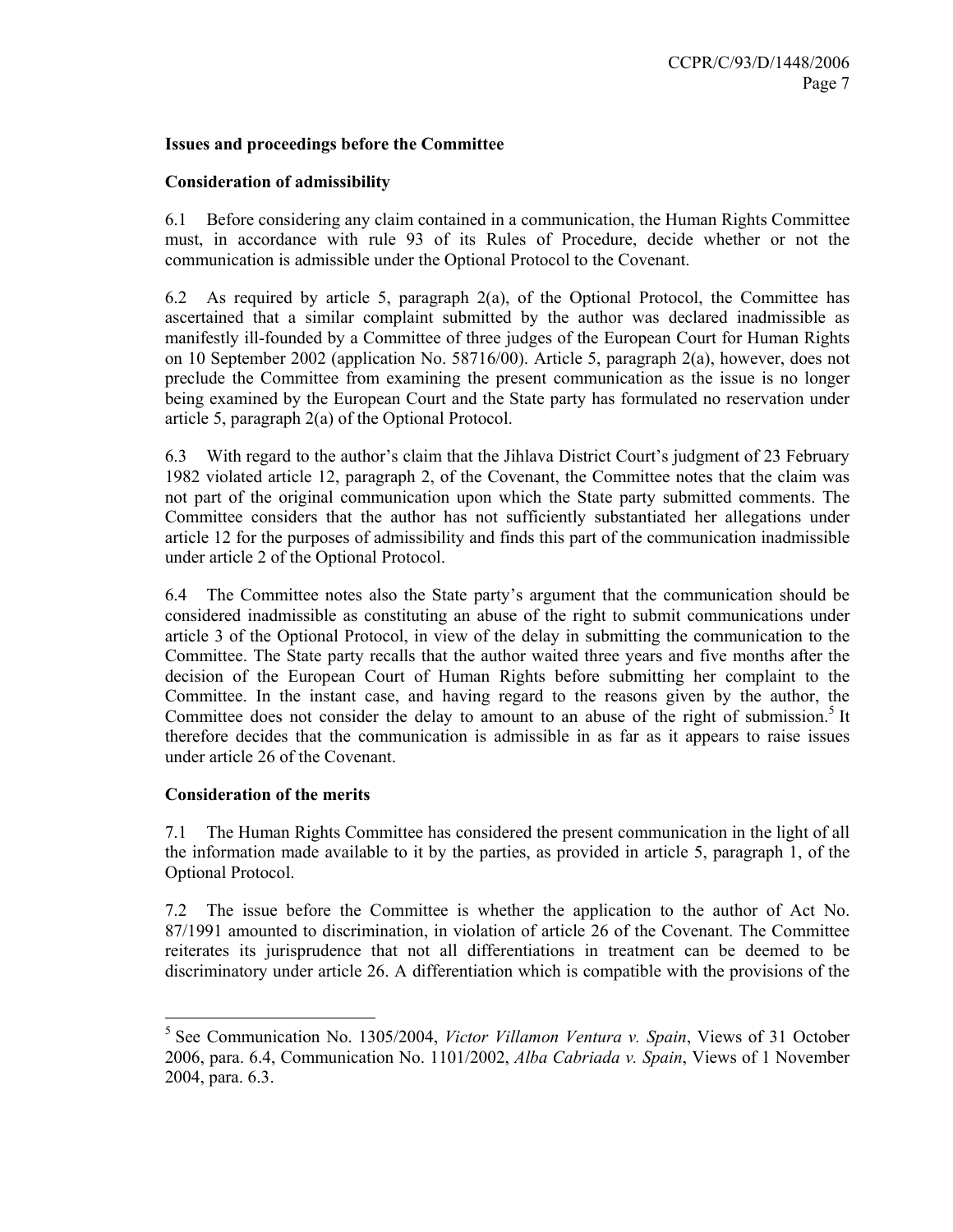**Issues and proceedings before the Committee**

**Consideration of admissibility**

6.1 Before considering any claim contained in a communication, the Human Rights Committee must, in accordance with rule 93 of its Rules of Procedure, decide whether or not the communication is admissible under the Optional Protocol to the Covenant.

6.2 As required by article 5, paragraph 2(a), of the Optional Protocol, the Committee has ascertained that a similar complaint submitted by the author was declared inadmissible as manifestly ill-founded by a Committee of three judges of the European Court for Human Rights on 10 September 2002 (application No. 58716/00). Article 5, paragraph 2(a), however, does not preclude the Committee from examining the present communication as the issue is no longer being examined by the European Court and the State party has formulated no reservation under article 5, paragraph 2(a) of the Optional Protocol.

6.3 With regard to the author's claim that the Jihlava District Court's judgment of 23 February 1982 violated article 12, paragraph 2, of the Covenant, the Committee notes that the claim was not part of the original communication upon which the State party submitted comments. The Committee considers that the author has not sufficiently substantiated her allegations under article 12 for the purposes of admissibility and finds this part of the communication inadmissible under article 2 of the Optional Protocol.

6.4 The Committee notes also the State party's argument that the communication should be considered inadmissible as constituting an abuse of the right to submit communications under article 3 of the Optional Protocol, in view of the delay in submitting the communication to the Committee. The State party recalls that the author waited three years and five months after the decision of the European Court of Human Rights before submitting her complaint to the Committee. In the instant case, and having regard to the reasons given by the author, the Committee does not consider the delay to amount to an abuse of the right of submission.[5] It therefore decides that the communication is admissible in as far as it appears to raise issues under article 26 of the Covenant.

**Consideration of the merits**

7.1 The Human Rights Committee has considered the present communication in the light of all the information made available to it by the parties, as provided in article 5, paragraph 1, of the Optional Protocol.

7.2 The issue before the Committee is whether the application to the author of Act No. 87/1991 amounted to discrimination, in violation of article 26 of the Covenant. The Committee reiterates its jurisprudence that not all differentiations in treatment can be deemed to be discriminatory under article 26. A differentiation which is compatible with the provisions of the

---

[5] See Communication No. 1305/2004, *Victor Villamon Ventura v. Spain*, Views of 31 October 2006, para. 6.4, Communication No. 1101/2002, *Alba Cabriada v. Spain*, Views of 1 November 2004, para. 6.3.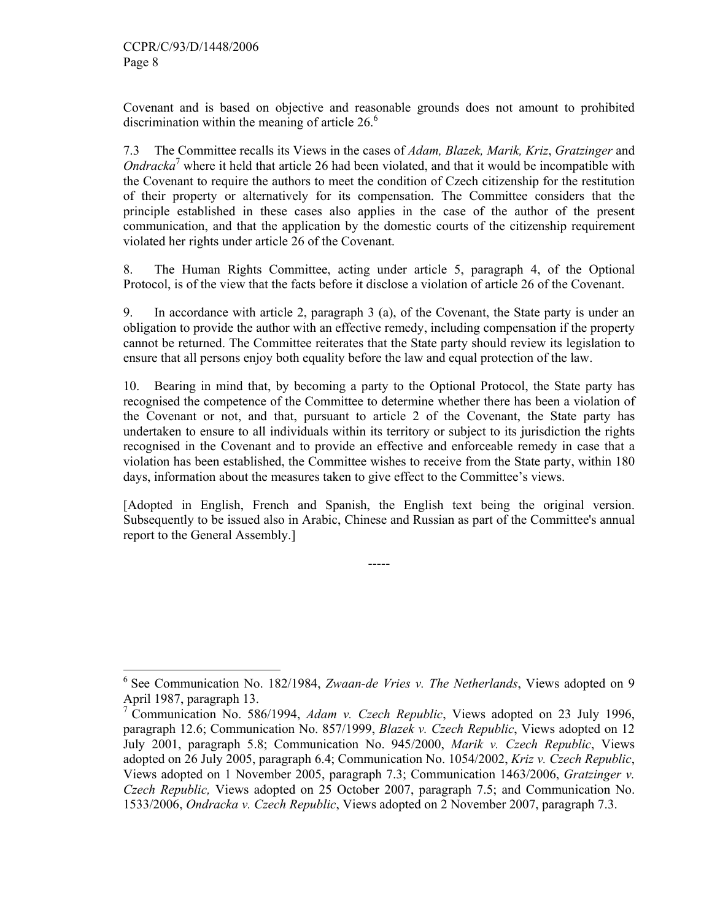Covenant and is based on objective and reasonable grounds does not amount to prohibited discrimination within the meaning of article 26.[6]

7.3 The Committee recalls its Views in the cases of *Adam, Blazek, Marik, Kriz*, *Gratzinger* and *Ondracka*[7] where it held that article 26 had been violated, and that it would be incompatible with the Covenant to require the authors to meet the condition of Czech citizenship for the restitution of their property or alternatively for its compensation. The Committee considers that the principle established in these cases also applies in the case of the author of the present communication, and that the application by the domestic courts of the citizenship requirement violated her rights under article 26 of the Covenant.

8. The Human Rights Committee, acting under article 5, paragraph 4, of the Optional Protocol, is of the view that the facts before it disclose a violation of article 26 of the Covenant.

9. In accordance with article 2, paragraph 3 (a), of the Covenant, the State party is under an obligation to provide the author with an effective remedy, including compensation if the property cannot be returned. The Committee reiterates that the State party should review its legislation to ensure that all persons enjoy both equality before the law and equal protection of the law.

10. Bearing in mind that, by becoming a party to the Optional Protocol, the State party has recognised the competence of the Committee to determine whether there has been a violation of the Covenant or not, and that, pursuant to article 2 of the Covenant, the State party has undertaken to ensure to all individuals within its territory or subject to its jurisdiction the rights recognised in the Covenant and to provide an effective and enforceable remedy in case that a violation has been established, the Committee wishes to receive from the State party, within 180 days, information about the measures taken to give effect to the Committee's views.

[Adopted in English, French and Spanish, the English text being the original version. Subsequently to be issued also in Arabic, Chinese and Russian as part of the Committee's annual report to the General Assembly.]

-----

[6] See Communication No. 182/1984, *Zwaan-de Vries v. The Netherlands*, Views adopted on 9 April 1987, paragraph 13.

[7] Communication No. 586/1994, *Adam v. Czech Republic*, Views adopted on 23 July 1996, paragraph 12.6; Communication No. 857/1999, *Blazek v. Czech Republic*, Views adopted on 12 July 2001, paragraph 5.8; Communication No. 945/2000, *Marik v. Czech Republic*, Views adopted on 26 July 2005, paragraph 6.4; Communication No. 1054/2002, *Kriz v. Czech Republic*, Views adopted on 1 November 2005, paragraph 7.3; Communication 1463/2006, *Gratzinger v. Czech Republic,* Views adopted on 25 October 2007, paragraph 7.5; and Communication No. 1533/2006, *Ondracka v. Czech Republic*, Views adopted on 2 November 2007, paragraph 7.3.